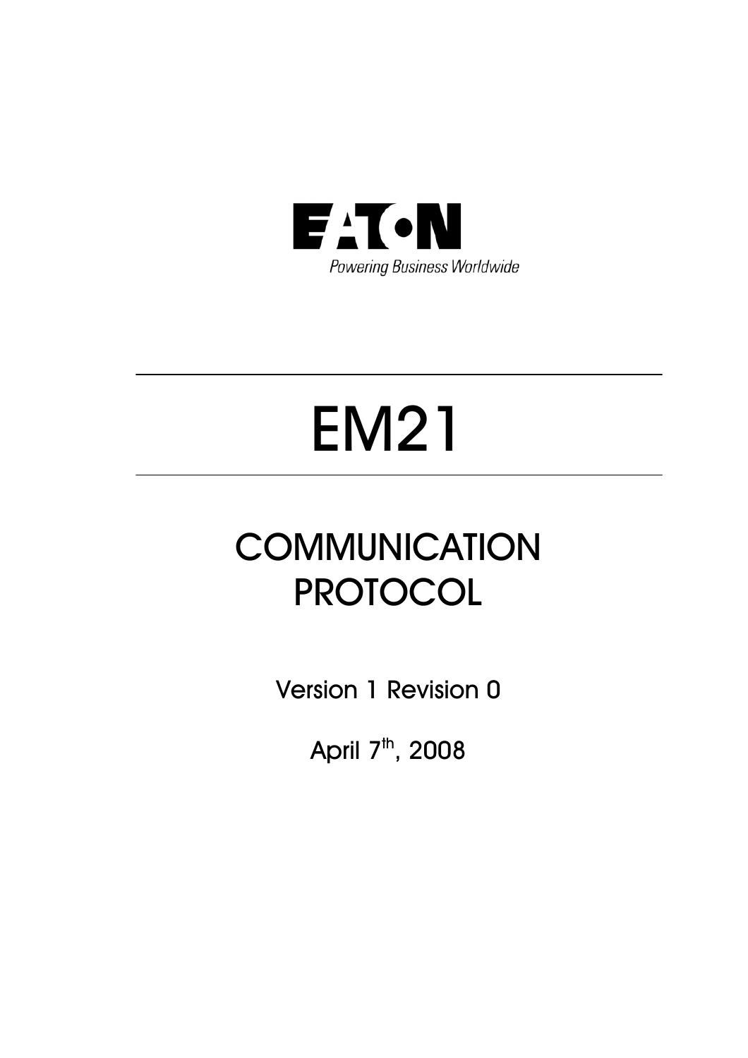EATON

Powering Business Worldwide

# EM21

## COMMUNICATION PROTOCOL

Version 1 Revision 0

April 7th, 2008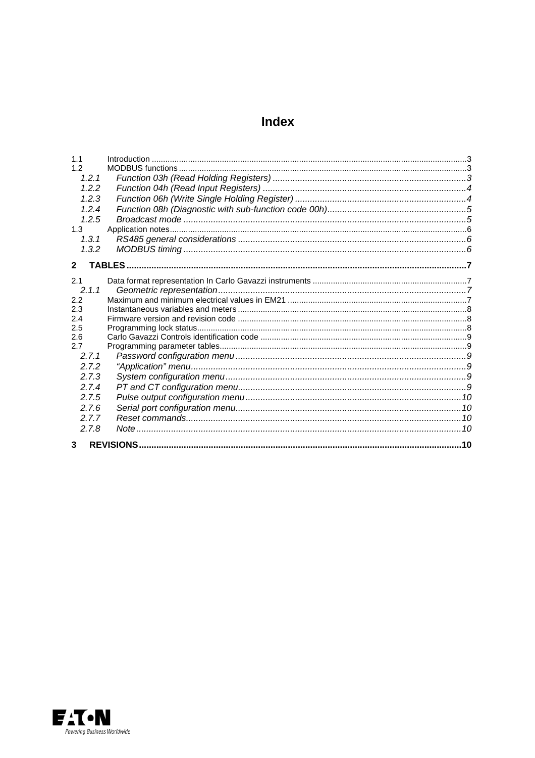# Index

- 1.1 Introduction ....... 3
- 1.2 MODBUS functions ....... 3
  - *1.2.1 Function 03h (Read Holding Registers) ....... 3*
  - *1.2.2 Function 04h (Read Input Registers) ....... 4*
  - *1.2.3 Function 06h (Write Single Holding Register) ....... 4*
  - *1.2.4 Function 08h (Diagnostic with sub-function code 00h) ....... 5*
  - *1.2.5 Broadcast mode ....... 5*
- 1.3 Application notes ....... 6
  - *1.3.1 RS485 general considerations ....... 6*
  - *1.3.2 MODBUS timing ....... 6*

**2 TABLES ....... 7**

- 2.1 Data format representation In Carlo Gavazzi instruments ....... 7
  - *2.1.1 Geometric representation ....... 7*
- 2.2 Maximum and minimum electrical values in EM21 ....... 7
- 2.3 Instantaneous variables and meters ....... 8
- 2.4 Firmware version and revision code ....... 8
- 2.5 Programming lock status ....... 8
- 2.6 Carlo Gavazzi Controls identification code ....... 9
- 2.7 Programming parameter tables ....... 9
  - *2.7.1 Password configuration menu ....... 9*
  - *2.7.2 "Application" menu ....... 9*
  - *2.7.3 System configuration menu ....... 9*
  - *2.7.4 PT and CT configuration menu ....... 9*
  - *2.7.5 Pulse output configuration menu ....... 10*
  - *2.7.6 Serial port configuration menu ....... 10*
  - *2.7.7 Reset commands ....... 10*
  - *2.7.8 Note ....... 10*

**3 REVISIONS ....... 10**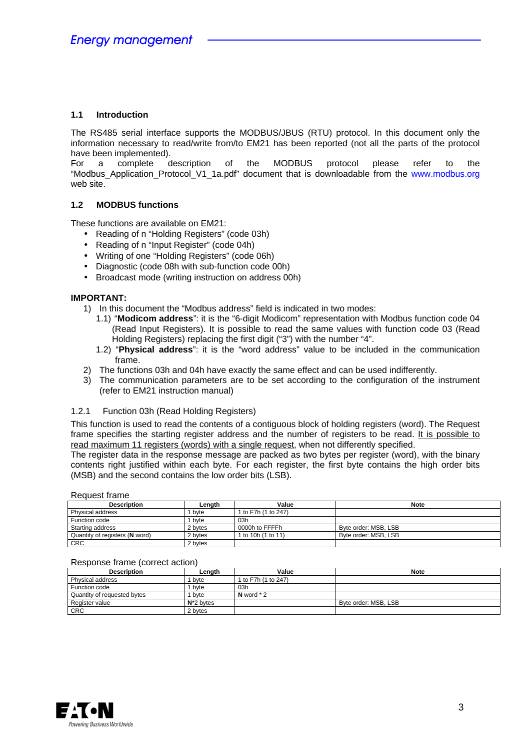## 1.1 Introduction

The RS485 serial interface supports the MODBUS/JBUS (RTU) protocol. In this document only the information necessary to read/write from/to EM21 has been reported (not all the parts of the protocol have been implemented).
For a complete description of the MODBUS protocol please refer to the "Modbus_Application_Protocol_V1_1a.pdf" document that is downloadable from the www.modbus.org web site.

## 1.2 MODBUS functions

These functions are available on EM21:

- Reading of n "Holding Registers" (code 03h)
- Reading of n "Input Register" (code 04h)
- Writing of one "Holding Registers" (code 06h)
- Diagnostic (code 08h with sub-function code 00h)
- Broadcast mode (writing instruction on address 00h)

**IMPORTANT:**

1) In this document the "Modbus address" field is indicated in two modes:
   1.1) "**Modicom address**": it is the "6-digit Modicom" representation with Modbus function code 04 (Read Input Registers). It is possible to read the same values with function code 03 (Read Holding Registers) replacing the first digit ("3") with the number "4".
   1.2) "**Physical address**": it is the "word address" value to be included in the communication frame.
2) The functions 03h and 04h have exactly the same effect and can be used indifferently.
3) The communication parameters are to be set according to the configuration of the instrument (refer to EM21 instruction manual)

### 1.2.1 Function 03h (Read Holding Registers)

This function is used to read the contents of a contiguous block of holding registers (word). The Request frame specifies the starting register address and the number of registers to be read. It is possible to read maximum 11 registers (words) with a single request, when not differently specified.
The register data in the response message are packed as two bytes per register (word), with the binary contents right justified within each byte. For each register, the first byte contains the high order bits (MSB) and the second contains the low order bits (LSB).

Request frame

| Description | Length | Value | Note |
|---|---|---|---|
| Physical address | 1 byte | 1 to F7h (1 to 247) | |
| Function code | 1 byte | 03h | |
| Starting address | 2 bytes | 0000h to FFFFh | Byte order: MSB, LSB |
| Quantity of registers (**N** word) | 2 bytes | 1 to 10h (1 to 11) | Byte order: MSB, LSB |
| CRC | 2 bytes | | |

Response frame (correct action)

| Description | Length | Value | Note |
|---|---|---|---|
| Physical address | 1 byte | 1 to F7h (1 to 247) | |
| Function code | 1 byte | 03h | |
| Quantity of requested bytes | 1 byte | **N** word * 2 | |
| Register value | N*2 bytes | | Byte order: MSB, LSB |
| CRC | 2 bytes | | |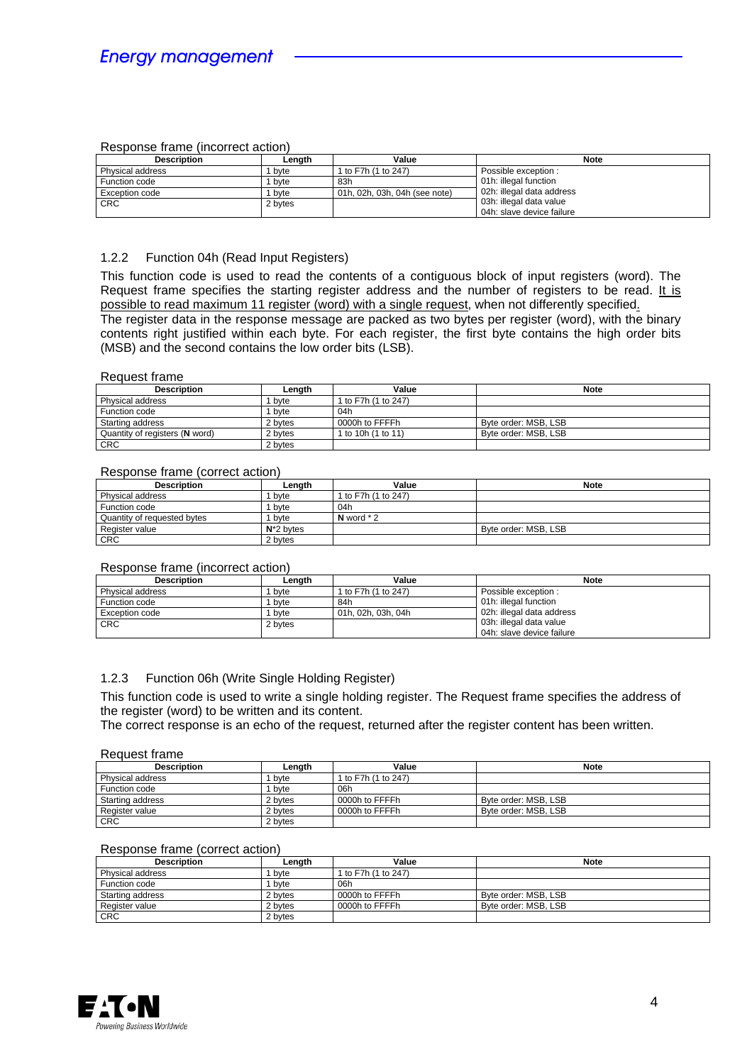Response frame (incorrect action)

| Description | Length | Value | Note |
|---|---|---|---|
| Physical address | 1 byte | 1 to F7h (1 to 247) | Possible exception :<br>01h: illegal function<br>02h: illegal data address<br>03h: illegal data value<br>04h: slave device failure |
| Function code | 1 byte | 83h | |
| Exception code | 1 byte | 01h, 02h, 03h, 04h (see note) | |
| CRC | 2 bytes | | |

### 1.2.2 Function 04h (Read Input Registers)

This function code is used to read the contents of a contiguous block of input registers (word). The Request frame specifies the starting register address and the number of registers to be read. It is possible to read maximum 11 register (word) with a single request, when not differently specified.
The register data in the response message are packed as two bytes per register (word), with the binary contents right justified within each byte. For each register, the first byte contains the high order bits (MSB) and the second contains the low order bits (LSB).

Request frame

| Description | Length | Value | Note |
|---|---|---|---|
| Physical address | 1 byte | 1 to F7h (1 to 247) | |
| Function code | 1 byte | 04h | |
| Starting address | 2 bytes | 0000h to FFFFh | Byte order: MSB, LSB |
| Quantity of registers (**N** word) | 2 bytes | 1 to 10h (1 to 11) | Byte order: MSB, LSB |
| CRC | 2 bytes | | |

Response frame (correct action)

| Description | Length | Value | Note |
|---|---|---|---|
| Physical address | 1 byte | 1 to F7h (1 to 247) | |
| Function code | 1 byte | 04h | |
| Quantity of requested bytes | 1 byte | **N** word * 2 | |
| Register value | **N***2 bytes | | Byte order: MSB, LSB |
| CRC | 2 bytes | | |

Response frame (incorrect action)

| Description | Length | Value | Note |
|---|---|---|---|
| Physical address | 1 byte | 1 to F7h (1 to 247) | Possible exception :<br>01h: illegal function<br>02h: illegal data address<br>03h: illegal data value<br>04h: slave device failure |
| Function code | 1 byte | 84h | |
| Exception code | 1 byte | 01h, 02h, 03h, 04h | |
| CRC | 2 bytes | | |

### 1.2.3 Function 06h (Write Single Holding Register)

This function code is used to write a single holding register. The Request frame specifies the address of the register (word) to be written and its content.
The correct response is an echo of the request, returned after the register content has been written.

Request frame

| Description | Length | Value | Note |
|---|---|---|---|
| Physical address | 1 byte | 1 to F7h (1 to 247) | |
| Function code | 1 byte | 06h | |
| Starting address | 2 bytes | 0000h to FFFFh | Byte order: MSB, LSB |
| Register value | 2 bytes | 0000h to FFFFh | Byte order: MSB, LSB |
| CRC | 2 bytes | | |

Response frame (correct action)

| Description | Length | Value | Note |
|---|---|---|---|
| Physical address | 1 byte | 1 to F7h (1 to 247) | |
| Function code | 1 byte | 06h | |
| Starting address | 2 bytes | 0000h to FFFFh | Byte order: MSB, LSB |
| Register value | 2 bytes | 0000h to FFFFh | Byte order: MSB, LSB |
| CRC | 2 bytes | | |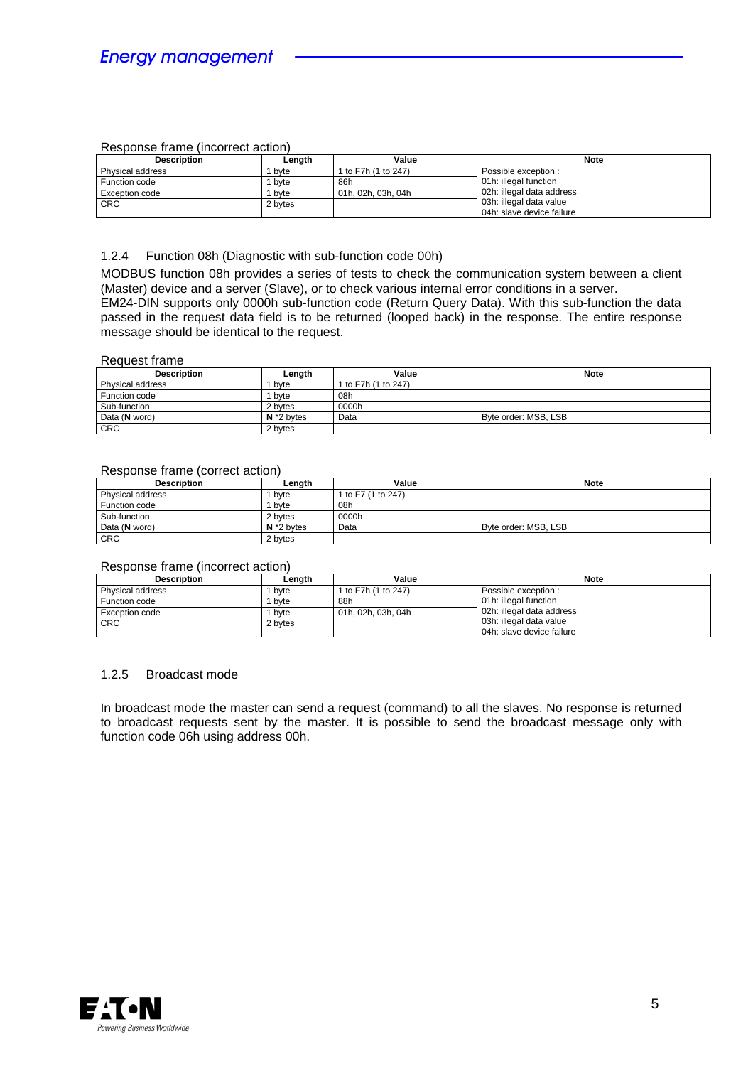Response frame (incorrect action)

| Description | Length | Value | Note |
|---|---|---|---|
| Physical address | 1 byte | 1 to F7h (1 to 247) | Possible exception : |
| Function code | 1 byte | 86h | 01h: illegal function |
| Exception code | 1 byte | 01h, 02h, 03h, 04h | 02h: illegal data address |
| CRC | 2 bytes | | 03h: illegal data value<br>04h: slave device failure |

### 1.2.4 Function 08h (Diagnostic with sub-function code 00h)

MODBUS function 08h provides a series of tests to check the communication system between a client (Master) device and a server (Slave), or to check various internal error conditions in a server.
EM24-DIN supports only 0000h sub-function code (Return Query Data). With this sub-function the data passed in the request data field is to be returned (looped back) in the response. The entire response message should be identical to the request.

Request frame

| Description | Length | Value | Note |
|---|---|---|---|
| Physical address | 1 byte | 1 to F7h (1 to 247) | |
| Function code | 1 byte | 08h | |
| Sub-function | 2 bytes | 0000h | |
| Data (**N** word) | **N** *2 bytes | Data | Byte order: MSB, LSB |
| CRC | 2 bytes | | |

Response frame (correct action)

| Description | Length | Value | Note |
|---|---|---|---|
| Physical address | 1 byte | 1 to F7 (1 to 247) | |
| Function code | 1 byte | 08h | |
| Sub-function | 2 bytes | 0000h | |
| Data (**N** word) | **N** *2 bytes | Data | Byte order: MSB, LSB |
| CRC | 2 bytes | | |

Response frame (incorrect action)

| Description | Length | Value | Note |
|---|---|---|---|
| Physical address | 1 byte | 1 to F7h (1 to 247) | Possible exception : |
| Function code | 1 byte | 88h | 01h: illegal function |
| Exception code | 1 byte | 01h, 02h, 03h, 04h | 02h: illegal data address |
| CRC | 2 bytes | | 03h: illegal data value<br>04h: slave device failure |

### 1.2.5 Broadcast mode

In broadcast mode the master can send a request (command) to all the slaves. No response is returned to broadcast requests sent by the master. It is possible to send the broadcast message only with function code 06h using address 00h.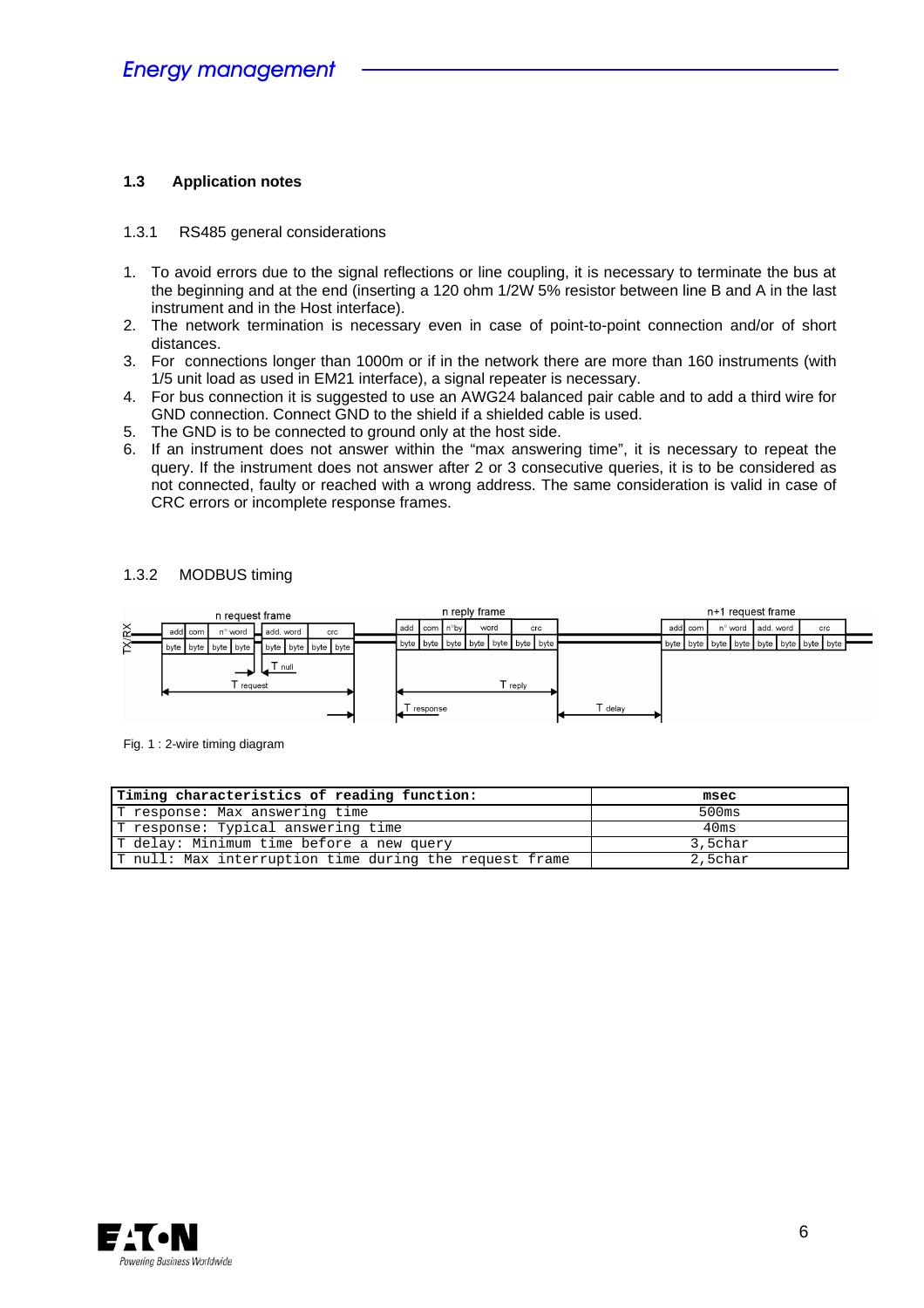## 1.3 Application notes

### 1.3.1 RS485 general considerations

1. To avoid errors due to the signal reflections or line coupling, it is necessary to terminate the bus at the beginning and at the end (inserting a 120 ohm 1/2W 5% resistor between line B and A in the last instrument and in the Host interface).
2. The network termination is necessary even in case of point-to-point connection and/or of short distances.
3. For connections longer than 1000m or if in the network there are more than 160 instruments (with 1/5 unit load as used in EM21 interface), a signal repeater is necessary.
4. For bus connection it is suggested to use an AWG24 balanced pair cable and to add a third wire for GND connection. Connect GND to the shield if a shielded cable is used.
5. The GND is to be connected to ground only at the host side.
6. If an instrument does not answer within the "max answering time", it is necessary to repeat the query. If the instrument does not answer after 2 or 3 consecutive queries, it is to be considered as not connected, faulty or reached with a wrong address. The same consideration is valid in case of CRC errors or incomplete response frames.

### 1.3.2 MODBUS timing

Fig. 1 : 2-wire timing diagram

| Timing characteristics of reading function: | msec |
|---|---|
| T response: Max answering time | 500ms |
| T response: Typical answering time | 40ms |
| T delay: Minimum time before a new query | 3,5char |
| T null: Max interruption time during the request frame | 2,5char |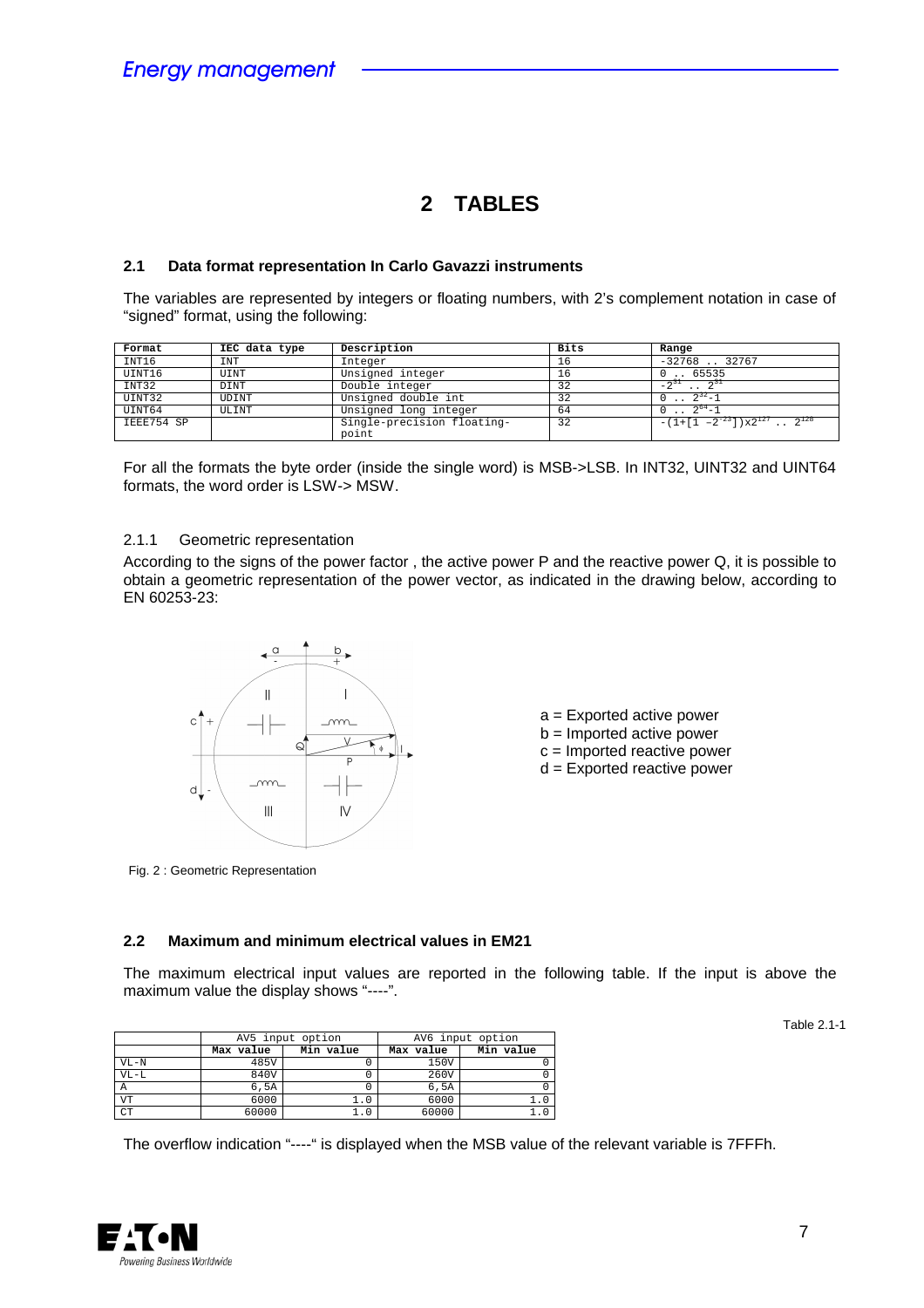# 2 TABLES

### 2.1 Data format representation In Carlo Gavazzi instruments

The variables are represented by integers or floating numbers, with 2's complement notation in case of "signed" format, using the following:

| Format | IEC data type | Description | Bits | Range |
|---|---|---|---|---|
| INT16 | INT | Integer | 16 | -32768 .. 32767 |
| UINT16 | UINT | Unsigned integer | 16 | 0 .. 65535 |
| INT32 | DINT | Double integer | 32 | $-2^{31}$ .. $2^{31}$ |
| UINT32 | UDINT | Unsigned double int | 32 | 0 .. $2^{32}$-1 |
| UINT64 | ULINT | Unsigned long integer | 64 | 0 .. $2^{64}$-1 |
| IEEE754 SP | | Single-precision floating-point | 32 | $-(1+[1-2^{-23}])\times 2^{127}$ .. $2^{128}$ |

For all the formats the byte order (inside the single word) is MSB->LSB. In INT32, UINT32 and UINT64 formats, the word order is LSW-> MSW.

#### 2.1.1 Geometric representation

According to the signs of the power factor , the active power P and the reactive power Q, it is possible to obtain a geometric representation of the power vector, as indicated in the drawing below, according to EN 60253-23:

a = Exported active power
b = Imported active power
c = Imported reactive power
d = Exported reactive power

Fig. 2 : Geometric Representation

### 2.2 Maximum and minimum electrical values in EM21

The maximum electrical input values are reported in the following table. If the input is above the maximum value the display shows "----".

Table 2.1-1

| | AV5 input option | | AV6 input option | |
|---|---|---|---|---|
| | Max value | Min value | Max value | Min value |
| VL-N | 485V | 0 | 150V | 0 |
| VL-L | 840V | 0 | 260V | 0 |
| A | 6,5A | 0 | 6,5A | 0 |
| VT | 6000 | 1.0 | 6000 | 1.0 |
| CT | 60000 | 1.0 | 60000 | 1.0 |

The overflow indication "----" is displayed when the MSB value of the relevant variable is 7FFFh.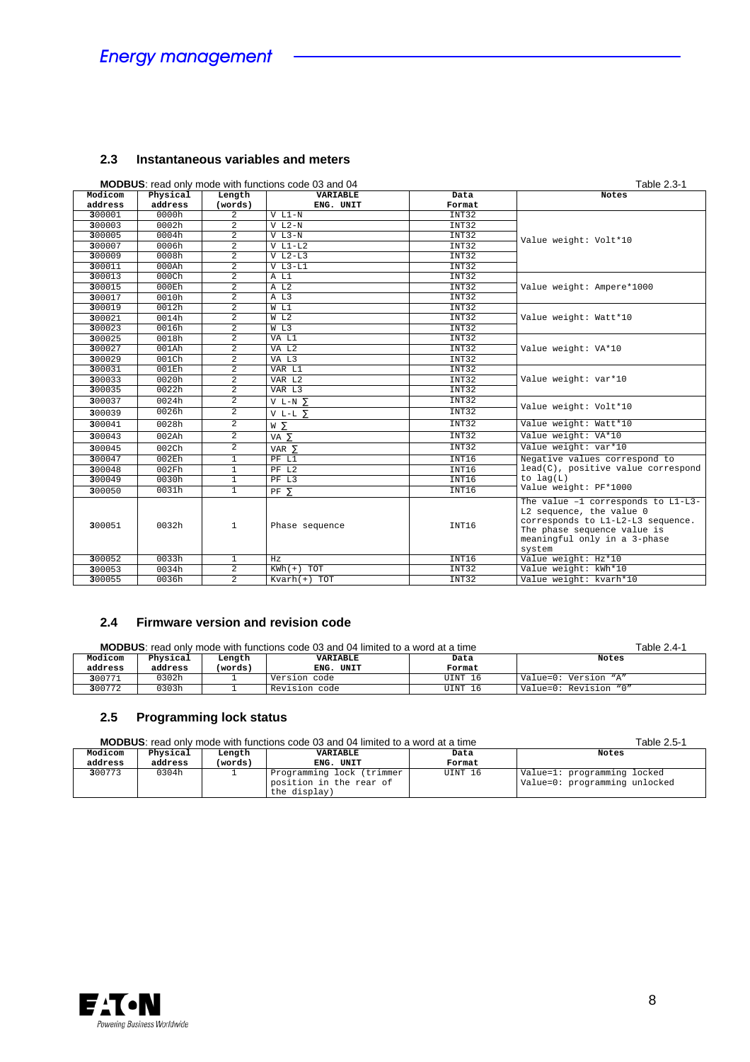## 2.3 Instantaneous variables and meters

**MODBUS**: read only mode with functions code 03 and 04 — Table 2.3-1

| Modicom address | Physical address | Length (words) | VARIABLE ENG. UNIT | Data Format | Notes |
|---|---|---|---|---|---|
| 300001 | 0000h | 2 | V L1-N | INT32 | Value weight: Volt*10 |
| 300003 | 0002h | 2 | V L2-N | INT32 | |
| 300005 | 0004h | 2 | V L3-N | INT32 | |
| 300007 | 0006h | 2 | V L1-L2 | INT32 | |
| 300009 | 0008h | 2 | V L2-L3 | INT32 | |
| 300011 | 000Ah | 2 | V L3-L1 | INT32 | |
| 300013 | 000Ch | 2 | A L1 | INT32 | Value weight: Ampere*1000 |
| 300015 | 000Eh | 2 | A L2 | INT32 | |
| 300017 | 0010h | 2 | A L3 | INT32 | |
| 300019 | 0012h | 2 | W L1 | INT32 | Value weight: Watt*10 |
| 300021 | 0014h | 2 | W L2 | INT32 | |
| 300023 | 0016h | 2 | W L3 | INT32 | |
| 300025 | 0018h | 2 | VA L1 | INT32 | Value weight: VA*10 |
| 300027 | 001Ah | 2 | VA L2 | INT32 | |
| 300029 | 001Ch | 2 | VA L3 | INT32 | |
| 300031 | 001Eh | 2 | VAR L1 | INT32 | Value weight: var*10 |
| 300033 | 0020h | 2 | VAR L2 | INT32 | |
| 300035 | 0022h | 2 | VAR L3 | INT32 | |
| 300037 | 0024h | 2 | V L-N ∑ | INT32 | Value weight: Volt*10 |
| 300039 | 0026h | 2 | V L-L ∑ | INT32 | |
| 300041 | 0028h | 2 | W ∑ | INT32 | Value weight: Watt*10 |
| 300043 | 002Ah | 2 | VA ∑ | INT32 | Value weight: VA*10 |
| 300045 | 002Ch | 2 | VAR ∑ | INT32 | Value weight: var*10 |
| 300047 | 002Eh | 1 | PF L1 | INT16 | Negative values correspond to lead(C), positive value correspond to lag(L) Value weight: PF*1000 |
| 300048 | 002Fh | 1 | PF L2 | INT16 | |
| 300049 | 0030h | 1 | PF L3 | INT16 | |
| 300050 | 0031h | 1 | PF ∑ | INT16 | |
| 300051 | 0032h | 1 | Phase sequence | INT16 | The value –1 corresponds to L1-L3-L2 sequence, the value 0 corresponds to L1-L2-L3 sequence. The phase sequence value is meaningful only in a 3-phase system |
| 300052 | 0033h | 1 | Hz | INT16 | Value weight: Hz*10 |
| 300053 | 0034h | 2 | KWh(+) TOT | INT32 | Value weight: kWh*10 |
| 300055 | 0036h | 2 | Kvarh(+) TOT | INT32 | Value weight: kvarh*10 |

## 2.4 Firmware version and revision code

**MODBUS**: read only mode with functions code 03 and 04 limited to a word at a time — Table 2.4-1

| Modicom address | Physical address | Length (words) | VARIABLE ENG. UNIT | Data Format | Notes |
|---|---|---|---|---|---|
| 300771 | 0302h | 1 | Version code | UINT 16 | Value=0: Version "A" |
| 300772 | 0303h | 1 | Revision code | UINT 16 | Value=0: Revision "0" |

## 2.5 Programming lock status

**MODBUS**: read only mode with functions code 03 and 04 limited to a word at a time — Table 2.5-1

| Modicom address | Physical address | Length (words) | VARIABLE ENG. UNIT | Data Format | Notes |
|---|---|---|---|---|---|
| 300773 | 0304h | 1 | Programming lock (trimmer position in the rear of the display) | UINT 16 | Value=1: programming locked<br>Value=0: programming unlocked |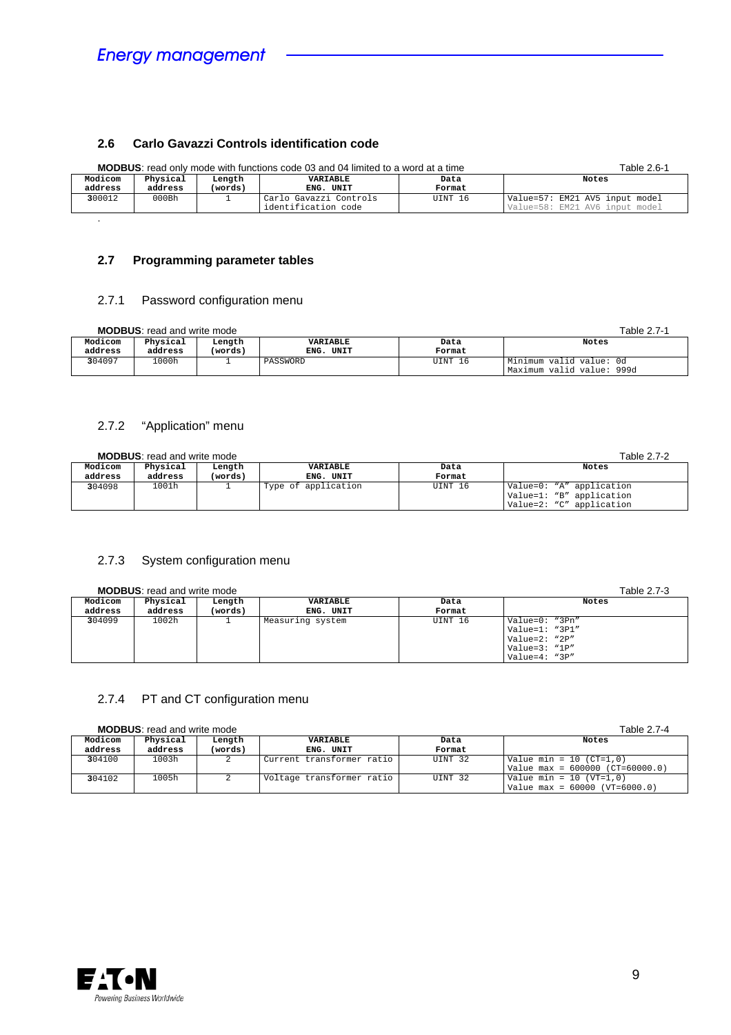## 2.6 Carlo Gavazzi Controls identification code

**MODBUS**: read only mode with functions code 03 and 04 limited to a word at a time — Table 2.6-1

| Modicom address | Physical address | Length (words) | VARIABLE ENG. UNIT | Data Format | Notes |
|---|---|---|---|---|---|
| 300012 | 000Bh | 1 | Carlo Gavazzi Controls identification code | UINT 16 | Value=57: EM21 AV5 input model<br>Value=58: EM21 AV6 input model |

.

## 2.7 Programming parameter tables

### 2.7.1 Password configuration menu

**MODBUS**: read and write mode — Table 2.7-1

| Modicom address | Physical address | Length (words) | VARIABLE ENG. UNIT | Data Format | Notes |
|---|---|---|---|---|---|
| 304097 | 1000h | 1 | PASSWORD | UINT 16 | Minimum valid value: 0d<br>Maximum valid value: 999d |

### 2.7.2 "Application" menu

**MODBUS**: read and write mode — Table 2.7-2

| Modicom address | Physical address | Length (words) | VARIABLE ENG. UNIT | Data Format | Notes |
|---|---|---|---|---|---|
| 304098 | 1001h | 1 | Type of application | UINT 16 | Value=0: "A" application<br>Value=1: "B" application<br>Value=2: "C" application |

### 2.7.3 System configuration menu

**MODBUS**: read and write mode — Table 2.7-3

| Modicom address | Physical address | Length (words) | VARIABLE ENG. UNIT | Data Format | Notes |
|---|---|---|---|---|---|
| 304099 | 1002h | 1 | Measuring system | UINT 16 | Value=0: "3Pn"<br>Value=1: "3P1"<br>Value=2: "2P"<br>Value=3: "1P"<br>Value=4: "3P" |

### 2.7.4 PT and CT configuration menu

**MODBUS**: read and write mode — Table 2.7-4

| Modicom address | Physical address | Length (words) | VARIABLE ENG. UNIT | Data Format | Notes |
|---|---|---|---|---|---|
| 304100 | 1003h | 2 | Current transformer ratio | UINT 32 | Value min = 10 (CT=1,0)<br>Value max = 600000 (CT=60000.0) |
| 304102 | 1005h | 2 | Voltage transformer ratio | UINT 32 | Value min = 10 (VT=1,0)<br>Value max = 60000 (VT=6000.0) |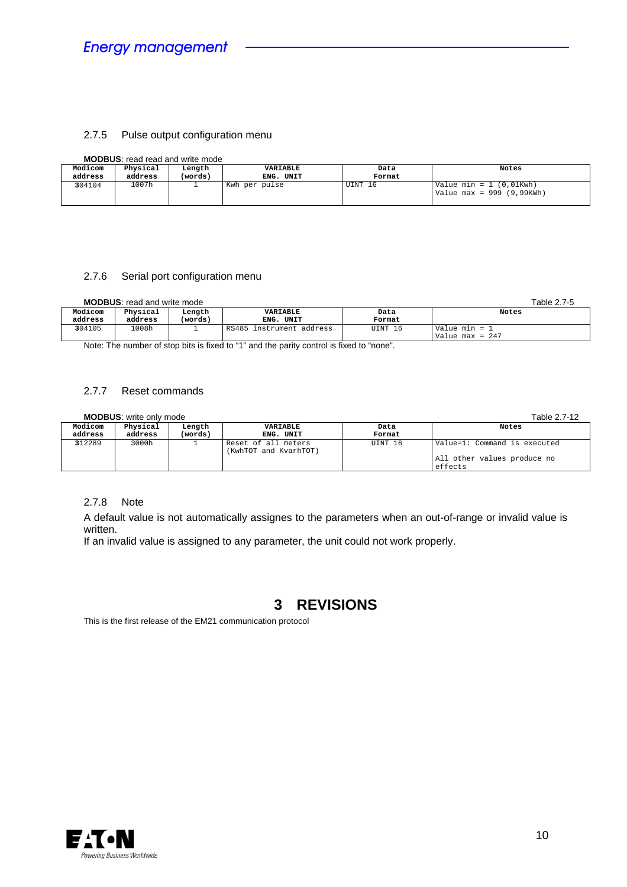### 2.7.5 Pulse output configuration menu

**MODBUS**: read read and write mode

| Modicom address | Physical address | Length (words) | VARIABLE ENG. UNIT | Data Format | Notes |
|---|---|---|---|---|---|
| 304104 | 1007h | 1 | Kwh per pulse | UINT 16 | Value min = 1 (0,01Kwh)<br>Value max = 999 (9,99KWh) |

### 2.7.6 Serial port configuration menu

**MODBUS**: read and write mode — Table 2.7-5

| Modicom address | Physical address | Length (words) | VARIABLE ENG. UNIT | Data Format | Notes |
|---|---|---|---|---|---|
| 304105 | 1008h | 1 | RS485 instrument address | UINT 16 | Value min = 1<br>Value max = 247 |

Note: The number of stop bits is fixed to "1" and the parity control is fixed to "none".

### 2.7.7 Reset commands

**MODBUS**: write only mode — Table 2.7-12

| Modicom address | Physical address | Length (words) | VARIABLE ENG. UNIT | Data Format | Notes |
|---|---|---|---|---|---|
| 312289 | 3000h | 1 | Reset of all meters (KwhTOT and KvarhTOT) | UINT 16 | Value=1: Command is executed<br>All other values produce no effects |

### 2.7.8 Note

A default value is not automatically assignes to the parameters when an out-of-range or invalid value is written.
If an invalid value is assigned to any parameter, the unit could not work properly.

# 3 REVISIONS

This is the first release of the EM21 communication protocol